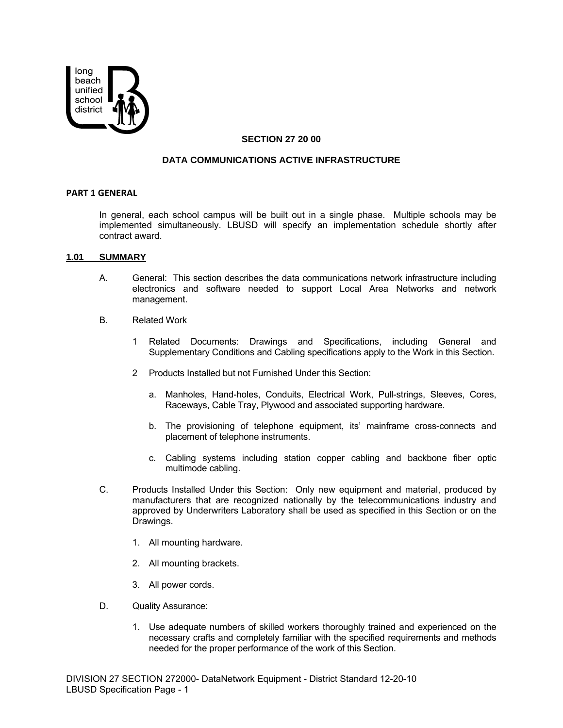# SECTION 27 20 00

## DATA COMMUNICATIONS ACTIVE INFRASTRUCTURE

### PART 1 GENERAL

In general, each school campus will be built out in a single phase. Multiple schools may be implemented simultaneously. LBUSD will specify an implementation schedule shortly after contract award.

### 1.01 SUMMARY

A. General: This section describes the data communications network infrastructure including electronics and software needed to support Local Area Networks and network management.

B. Related Work

1 Related Documents: Drawings and Specifications, including General and Supplementary Conditions and Cabling specifications apply to the Work in this Section.

2 Products Installed but not Furnished Under this Section:

a. Manholes, Hand-holes, Conduits, Electrical Work, Pull-strings, Sleeves, Cores, Raceways, Cable Tray, Plywood and associated supporting hardware.

b. The provisioning of telephone equipment, its' mainframe cross-connects and placement of telephone instruments.

c. Cabling systems including station copper cabling and backbone fiber optic multimode cabling.

C. Products Installed Under this Section: Only new equipment and material, produced by manufacturers that are recognized nationally by the telecommunications industry and approved by Underwriters Laboratory shall be used as specified in this Section or on the Drawings.

1. All mounting hardware.
2. All mounting brackets.
3. All power cords.

D. Quality Assurance:

1. Use adequate numbers of skilled workers thoroughly trained and experienced on the necessary crafts and completely familiar with the specified requirements and methods needed for the proper performance of the work of this Section.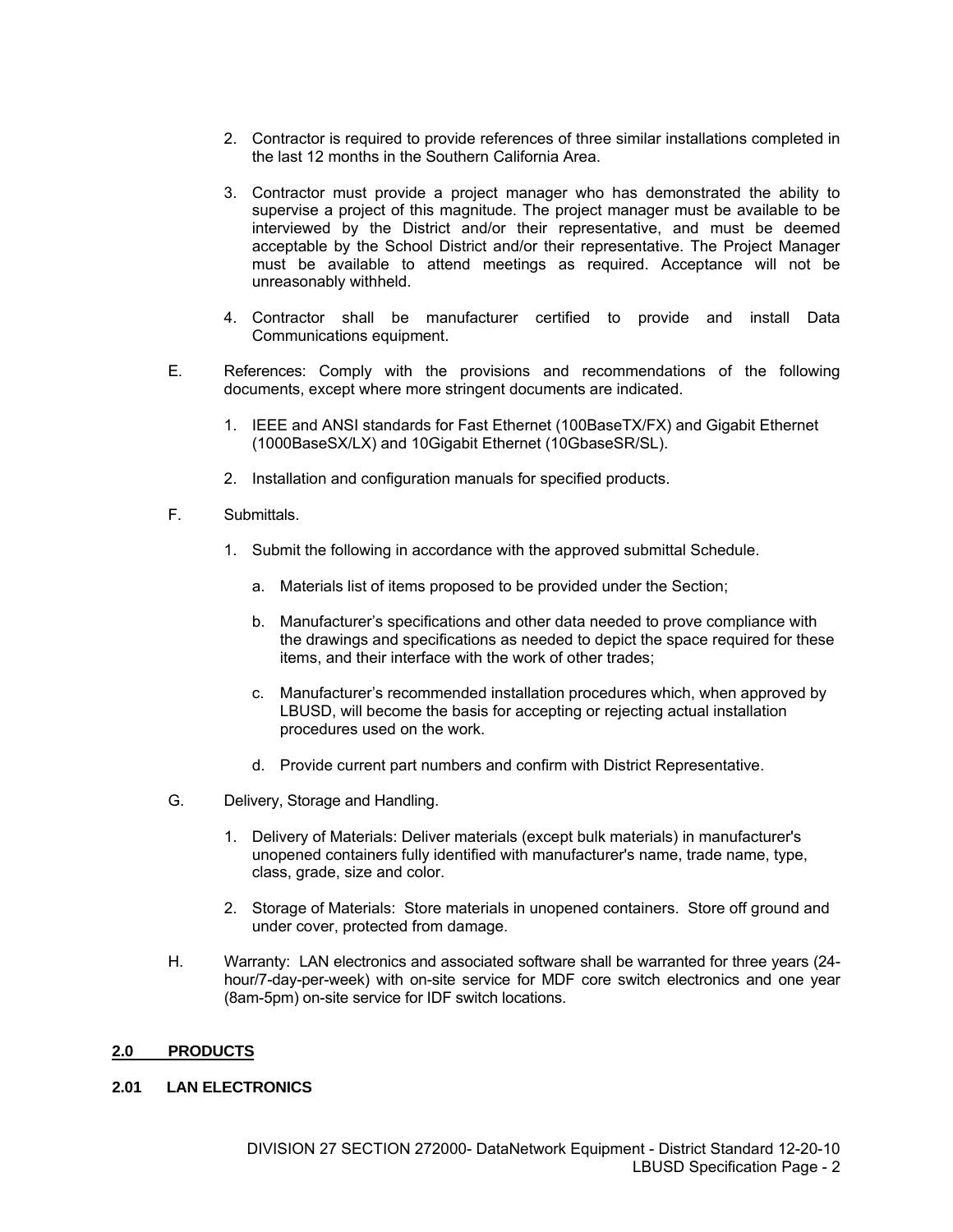2. Contractor is required to provide references of three similar installations completed in the last 12 months in the Southern California Area.

3. Contractor must provide a project manager who has demonstrated the ability to supervise a project of this magnitude. The project manager must be available to be interviewed by the District and/or their representative, and must be deemed acceptable by the School District and/or their representative. The Project Manager must be available to attend meetings as required. Acceptance will not be unreasonably withheld.

4. Contractor shall be manufacturer certified to provide and install Data Communications equipment.

E. References: Comply with the provisions and recommendations of the following documents, except where more stringent documents are indicated.

   1. IEEE and ANSI standards for Fast Ethernet (100BaseTX/FX) and Gigabit Ethernet (1000BaseSX/LX) and 10Gigabit Ethernet (10GbaseSR/SL).

   2. Installation and configuration manuals for specified products.

F. Submittals.

   1. Submit the following in accordance with the approved submittal Schedule.

      a. Materials list of items proposed to be provided under the Section;

      b. Manufacturer's specifications and other data needed to prove compliance with the drawings and specifications as needed to depict the space required for these items, and their interface with the work of other trades;

      c. Manufacturer's recommended installation procedures which, when approved by LBUSD, will become the basis for accepting or rejecting actual installation procedures used on the work.

      d. Provide current part numbers and confirm with District Representative.

G. Delivery, Storage and Handling.

   1. Delivery of Materials: Deliver materials (except bulk materials) in manufacturer's unopened containers fully identified with manufacturer's name, trade name, type, class, grade, size and color.

   2. Storage of Materials: Store materials in unopened containers. Store off ground and under cover, protected from damage.

H. Warranty: LAN electronics and associated software shall be warranted for three years (24-hour/7-day-per-week) with on-site service for MDF core switch electronics and one year (8am-5pm) on-site service for IDF switch locations.

## 2.0 PRODUCTS

### 2.01 LAN ELECTRONICS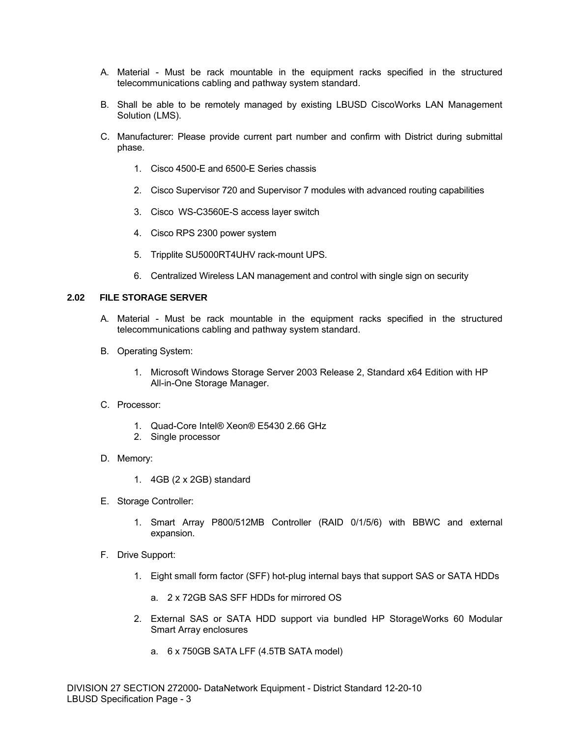A. Material - Must be rack mountable in the equipment racks specified in the structured telecommunications cabling and pathway system standard.

B. Shall be able to be remotely managed by existing LBUSD CiscoWorks LAN Management Solution (LMS).

C. Manufacturer: Please provide current part number and confirm with District during submittal phase.

   1. Cisco 4500-E and 6500-E Series chassis

   2. Cisco Supervisor 720 and Supervisor 7 modules with advanced routing capabilities

   3. Cisco WS-C3560E-S access layer switch

   4. Cisco RPS 2300 power system

   5. Tripplite SU5000RT4UHV rack-mount UPS.

   6. Centralized Wireless LAN management and control with single sign on security

### 2.02 FILE STORAGE SERVER

A. Material - Must be rack mountable in the equipment racks specified in the structured telecommunications cabling and pathway system standard.

B. Operating System:

   1. Microsoft Windows Storage Server 2003 Release 2, Standard x64 Edition with HP All-in-One Storage Manager.

C. Processor:

   1. Quad-Core Intel® Xeon® E5430 2.66 GHz
   2. Single processor

D. Memory:

   1. 4GB (2 x 2GB) standard

E. Storage Controller:

   1. Smart Array P800/512MB Controller (RAID 0/1/5/6) with BBWC and external expansion.

F. Drive Support:

   1. Eight small form factor (SFF) hot-plug internal bays that support SAS or SATA HDDs

      a. 2 x 72GB SAS SFF HDDs for mirrored OS

   2. External SAS or SATA HDD support via bundled HP StorageWorks 60 Modular Smart Array enclosures

      a. 6 x 750GB SATA LFF (4.5TB SATA model)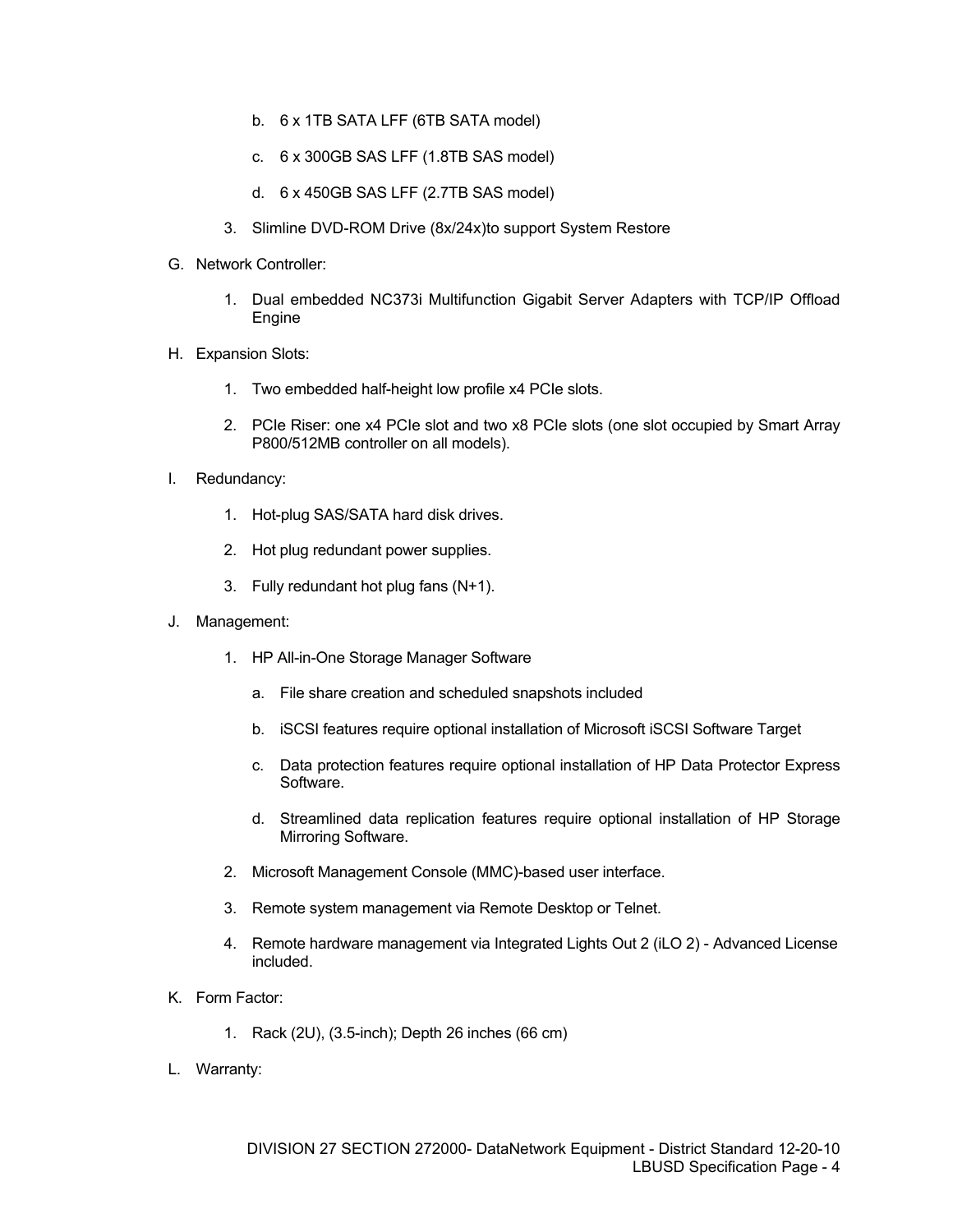b. 6 x 1TB SATA LFF (6TB SATA model)

c. 6 x 300GB SAS LFF (1.8TB SAS model)

d. 6 x 450GB SAS LFF (2.7TB SAS model)

3. Slimline DVD-ROM Drive (8x/24x)to support System Restore

G. Network Controller:

1. Dual embedded NC373i Multifunction Gigabit Server Adapters with TCP/IP Offload Engine

H. Expansion Slots:

1. Two embedded half-height low profile x4 PCIe slots.

2. PCIe Riser: one x4 PCIe slot and two x8 PCIe slots (one slot occupied by Smart Array P800/512MB controller on all models).

I. Redundancy:

1. Hot-plug SAS/SATA hard disk drives.

2. Hot plug redundant power supplies.

3. Fully redundant hot plug fans (N+1).

J. Management:

1. HP All-in-One Storage Manager Software

   a. File share creation and scheduled snapshots included

   b. iSCSI features require optional installation of Microsoft iSCSI Software Target

   c. Data protection features require optional installation of HP Data Protector Express Software.

   d. Streamlined data replication features require optional installation of HP Storage Mirroring Software.

2. Microsoft Management Console (MMC)-based user interface.

3. Remote system management via Remote Desktop or Telnet.

4. Remote hardware management via Integrated Lights Out 2 (iLO 2) - Advanced License included.

K. Form Factor:

1. Rack (2U), (3.5-inch); Depth 26 inches (66 cm)

L. Warranty: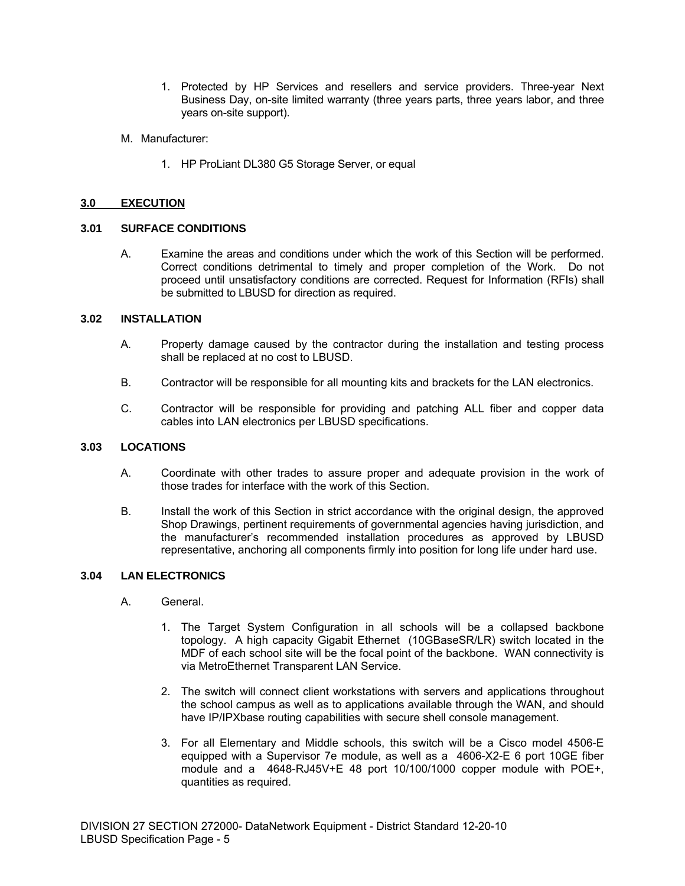1. Protected by HP Services and resellers and service providers. Three-year Next Business Day, on-site limited warranty (three years parts, three years labor, and three years on-site support).

M. Manufacturer:

1. HP ProLiant DL380 G5 Storage Server, or equal

## 3.0 EXECUTION

### 3.01 SURFACE CONDITIONS

A. Examine the areas and conditions under which the work of this Section will be performed. Correct conditions detrimental to timely and proper completion of the Work. Do not proceed until unsatisfactory conditions are corrected. Request for Information (RFIs) shall be submitted to LBUSD for direction as required.

### 3.02 INSTALLATION

A. Property damage caused by the contractor during the installation and testing process shall be replaced at no cost to LBUSD.

B. Contractor will be responsible for all mounting kits and brackets for the LAN electronics.

C. Contractor will be responsible for providing and patching ALL fiber and copper data cables into LAN electronics per LBUSD specifications.

### 3.03 LOCATIONS

A. Coordinate with other trades to assure proper and adequate provision in the work of those trades for interface with the work of this Section.

B. Install the work of this Section in strict accordance with the original design, the approved Shop Drawings, pertinent requirements of governmental agencies having jurisdiction, and the manufacturer's recommended installation procedures as approved by LBUSD representative, anchoring all components firmly into position for long life under hard use.

### 3.04 LAN ELECTRONICS

A. General.

1. The Target System Configuration in all schools will be a collapsed backbone topology. A high capacity Gigabit Ethernet (10GBaseSR/LR) switch located in the MDF of each school site will be the focal point of the backbone. WAN connectivity is via MetroEthernet Transparent LAN Service.

2. The switch will connect client workstations with servers and applications throughout the school campus as well as to applications available through the WAN, and should have IP/IPXbase routing capabilities with secure shell console management.

3. For all Elementary and Middle schools, this switch will be a Cisco model 4506-E equipped with a Supervisor 7e module, as well as a 4606-X2-E 6 port 10GE fiber module and a 4648-RJ45V+E 48 port 10/100/1000 copper module with POE+, quantities as required.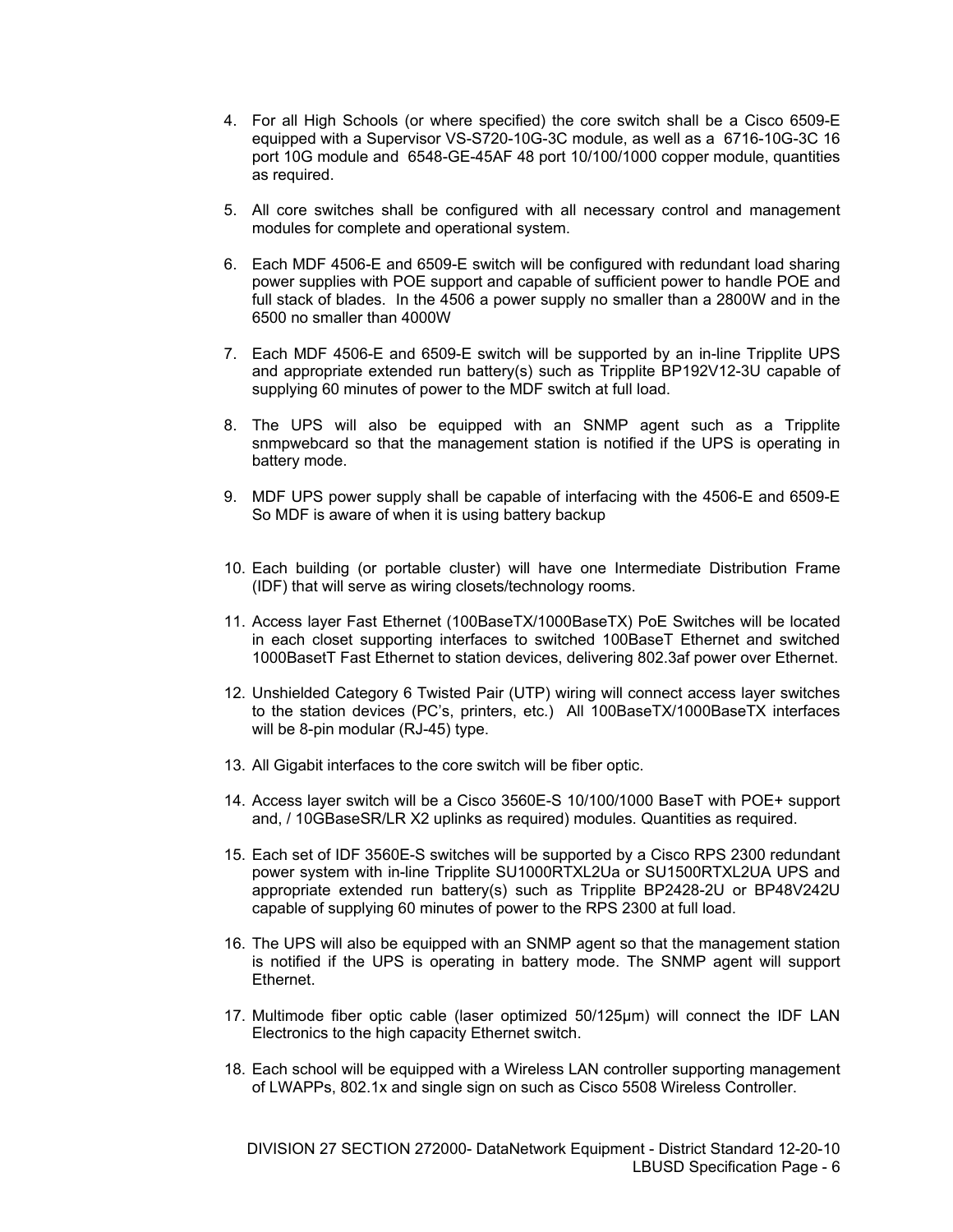4. For all High Schools (or where specified) the core switch shall be a Cisco 6509-E equipped with a Supervisor VS-S720-10G-3C module, as well as a 6716-10G-3C 16 port 10G module and 6548-GE-45AF 48 port 10/100/1000 copper module, quantities as required.

5. All core switches shall be configured with all necessary control and management modules for complete and operational system.

6. Each MDF 4506-E and 6509-E switch will be configured with redundant load sharing power supplies with POE support and capable of sufficient power to handle POE and full stack of blades. In the 4506 a power supply no smaller than a 2800W and in the 6500 no smaller than 4000W

7. Each MDF 4506-E and 6509-E switch will be supported by an in-line Tripplite UPS and appropriate extended run battery(s) such as Tripplite BP192V12-3U capable of supplying 60 minutes of power to the MDF switch at full load.

8. The UPS will also be equipped with an SNMP agent such as a Tripplite snmpwebcard so that the management station is notified if the UPS is operating in battery mode.

9. MDF UPS power supply shall be capable of interfacing with the 4506-E and 6509-E So MDF is aware of when it is using battery backup

10. Each building (or portable cluster) will have one Intermediate Distribution Frame (IDF) that will serve as wiring closets/technology rooms.

11. Access layer Fast Ethernet (100BaseTX/1000BaseTX) PoE Switches will be located in each closet supporting interfaces to switched 100BaseT Ethernet and switched 1000BasetT Fast Ethernet to station devices, delivering 802.3af power over Ethernet.

12. Unshielded Category 6 Twisted Pair (UTP) wiring will connect access layer switches to the station devices (PC's, printers, etc.) All 100BaseTX/1000BaseTX interfaces will be 8-pin modular (RJ-45) type.

13. All Gigabit interfaces to the core switch will be fiber optic.

14. Access layer switch will be a Cisco 3560E-S 10/100/1000 BaseT with POE+ support and, / 10GBaseSR/LR X2 uplinks as required) modules. Quantities as required.

15. Each set of IDF 3560E-S switches will be supported by a Cisco RPS 2300 redundant power system with in-line Tripplite SU1000RTXL2Ua or SU1500RTXL2UA UPS and appropriate extended run battery(s) such as Tripplite BP2428-2U or BP48V242U capable of supplying 60 minutes of power to the RPS 2300 at full load.

16. The UPS will also be equipped with an SNMP agent so that the management station is notified if the UPS is operating in battery mode. The SNMP agent will support Ethernet.

17. Multimode fiber optic cable (laser optimized 50/125μm) will connect the IDF LAN Electronics to the high capacity Ethernet switch.

18. Each school will be equipped with a Wireless LAN controller supporting management of LWAPPs, 802.1x and single sign on such as Cisco 5508 Wireless Controller.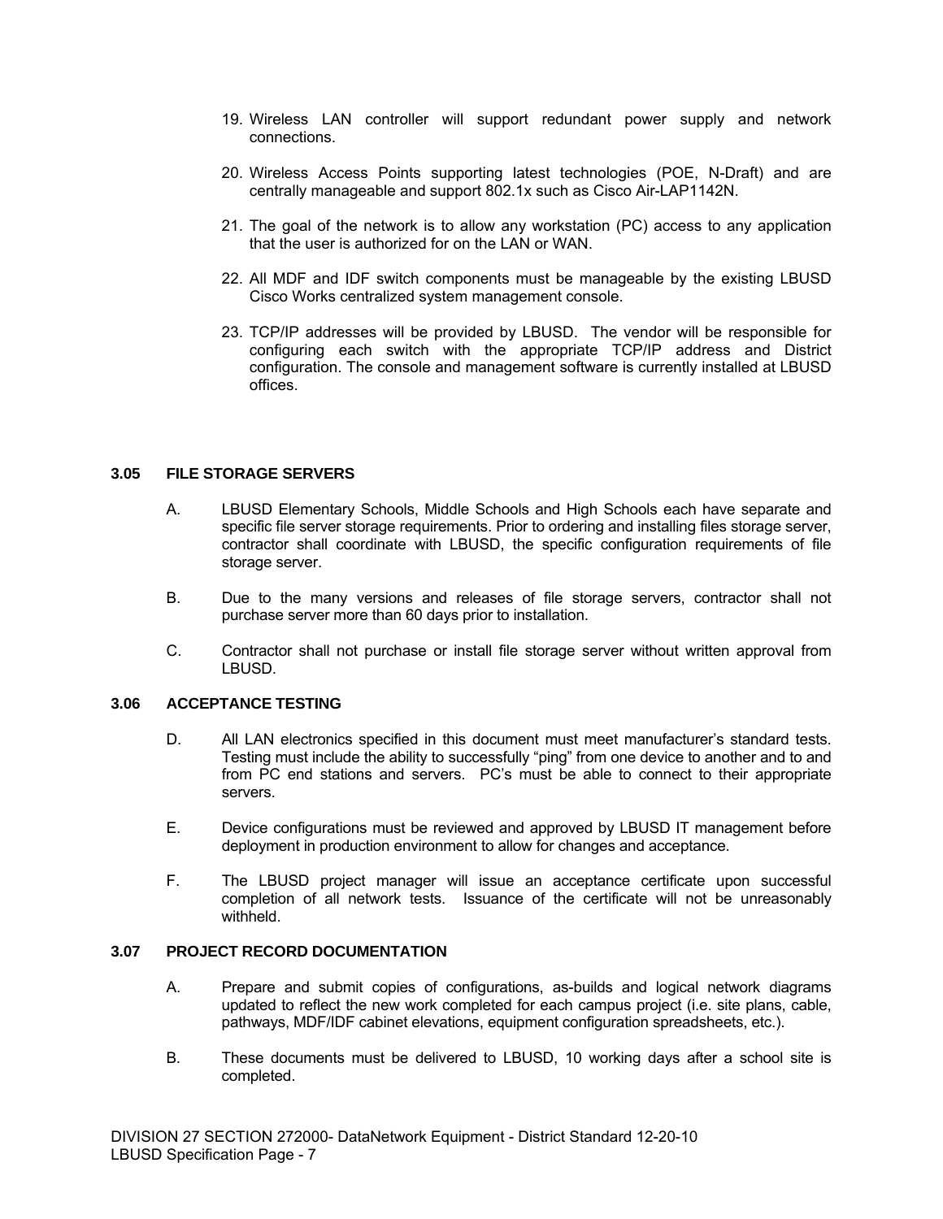19. Wireless LAN controller will support redundant power supply and network connections.

20. Wireless Access Points supporting latest technologies (POE, N-Draft) and are centrally manageable and support 802.1x such as Cisco Air-LAP1142N.

21. The goal of the network is to allow any workstation (PC) access to any application that the user is authorized for on the LAN or WAN.

22. All MDF and IDF switch components must be manageable by the existing LBUSD Cisco Works centralized system management console.

23. TCP/IP addresses will be provided by LBUSD. The vendor will be responsible for configuring each switch with the appropriate TCP/IP address and District configuration. The console and management software is currently installed at LBUSD offices.

### 3.05 FILE STORAGE SERVERS

A. LBUSD Elementary Schools, Middle Schools and High Schools each have separate and specific file server storage requirements. Prior to ordering and installing files storage server, contractor shall coordinate with LBUSD, the specific configuration requirements of file storage server.

B. Due to the many versions and releases of file storage servers, contractor shall not purchase server more than 60 days prior to installation.

C. Contractor shall not purchase or install file storage server without written approval from LBUSD.

### 3.06 ACCEPTANCE TESTING

D. All LAN electronics specified in this document must meet manufacturer's standard tests. Testing must include the ability to successfully "ping" from one device to another and to and from PC end stations and servers. PC's must be able to connect to their appropriate servers.

E. Device configurations must be reviewed and approved by LBUSD IT management before deployment in production environment to allow for changes and acceptance.

F. The LBUSD project manager will issue an acceptance certificate upon successful completion of all network tests. Issuance of the certificate will not be unreasonably withheld.

### 3.07 PROJECT RECORD DOCUMENTATION

A. Prepare and submit copies of configurations, as-builds and logical network diagrams updated to reflect the new work completed for each campus project (i.e. site plans, cable, pathways, MDF/IDF cabinet elevations, equipment configuration spreadsheets, etc.).

B. These documents must be delivered to LBUSD, 10 working days after a school site is completed.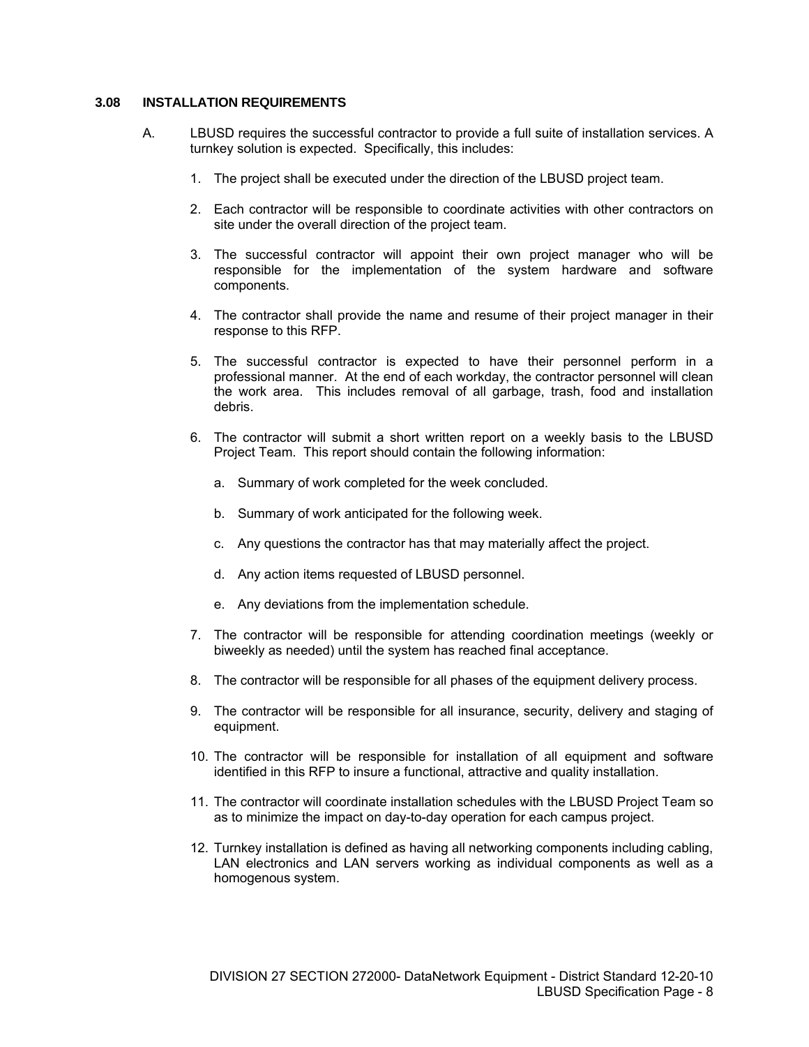### 3.08 INSTALLATION REQUIREMENTS

A. LBUSD requires the successful contractor to provide a full suite of installation services. A turnkey solution is expected. Specifically, this includes:

1. The project shall be executed under the direction of the LBUSD project team.

2. Each contractor will be responsible to coordinate activities with other contractors on site under the overall direction of the project team.

3. The successful contractor will appoint their own project manager who will be responsible for the implementation of the system hardware and software components.

4. The contractor shall provide the name and resume of their project manager in their response to this RFP.

5. The successful contractor is expected to have their personnel perform in a professional manner. At the end of each workday, the contractor personnel will clean the work area. This includes removal of all garbage, trash, food and installation debris.

6. The contractor will submit a short written report on a weekly basis to the LBUSD Project Team. This report should contain the following information:

    a. Summary of work completed for the week concluded.

    b. Summary of work anticipated for the following week.

    c. Any questions the contractor has that may materially affect the project.

    d. Any action items requested of LBUSD personnel.

    e. Any deviations from the implementation schedule.

7. The contractor will be responsible for attending coordination meetings (weekly or biweekly as needed) until the system has reached final acceptance.

8. The contractor will be responsible for all phases of the equipment delivery process.

9. The contractor will be responsible for all insurance, security, delivery and staging of equipment.

10. The contractor will be responsible for installation of all equipment and software identified in this RFP to insure a functional, attractive and quality installation.

11. The contractor will coordinate installation schedules with the LBUSD Project Team so as to minimize the impact on day-to-day operation for each campus project.

12. Turnkey installation is defined as having all networking components including cabling, LAN electronics and LAN servers working as individual components as well as a homogenous system.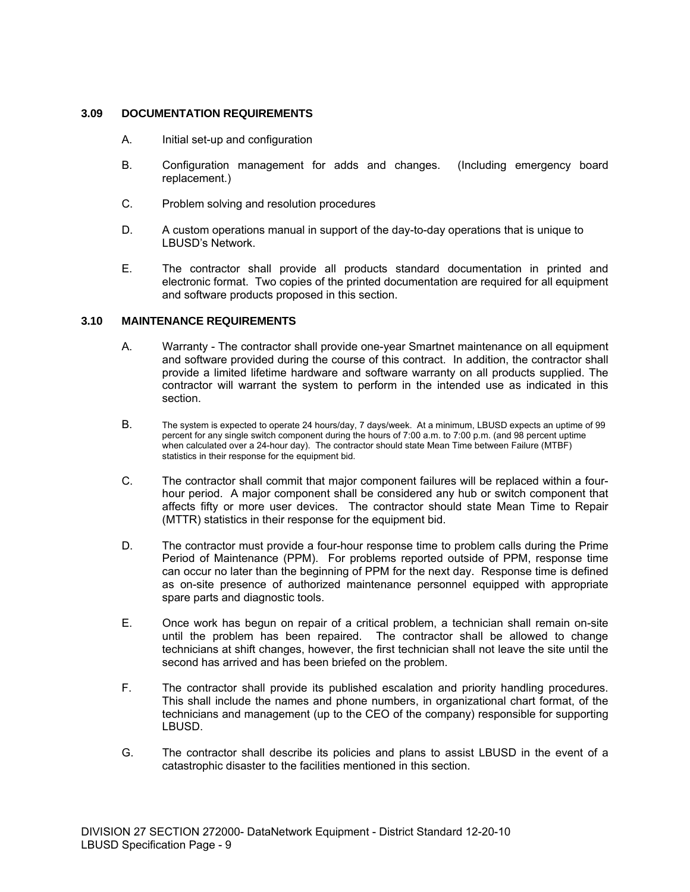### 3.09 DOCUMENTATION REQUIREMENTS

A. Initial set-up and configuration

B. Configuration management for adds and changes. (Including emergency board replacement.)

C. Problem solving and resolution procedures

D. A custom operations manual in support of the day-to-day operations that is unique to LBUSD's Network.

E. The contractor shall provide all products standard documentation in printed and electronic format. Two copies of the printed documentation are required for all equipment and software products proposed in this section.

### 3.10 MAINTENANCE REQUIREMENTS

A. Warranty - The contractor shall provide one-year Smartnet maintenance on all equipment and software provided during the course of this contract. In addition, the contractor shall provide a limited lifetime hardware and software warranty on all products supplied. The contractor will warrant the system to perform in the intended use as indicated in this section.

B. The system is expected to operate 24 hours/day, 7 days/week. At a minimum, LBUSD expects an uptime of 99 percent for any single switch component during the hours of 7:00 a.m. to 7:00 p.m. (and 98 percent uptime when calculated over a 24-hour day). The contractor should state Mean Time between Failure (MTBF) statistics in their response for the equipment bid.

C. The contractor shall commit that major component failures will be replaced within a four-hour period. A major component shall be considered any hub or switch component that affects fifty or more user devices. The contractor should state Mean Time to Repair (MTTR) statistics in their response for the equipment bid.

D. The contractor must provide a four-hour response time to problem calls during the Prime Period of Maintenance (PPM). For problems reported outside of PPM, response time can occur no later than the beginning of PPM for the next day. Response time is defined as on-site presence of authorized maintenance personnel equipped with appropriate spare parts and diagnostic tools.

E. Once work has begun on repair of a critical problem, a technician shall remain on-site until the problem has been repaired. The contractor shall be allowed to change technicians at shift changes, however, the first technician shall not leave the site until the second has arrived and has been briefed on the problem.

F. The contractor shall provide its published escalation and priority handling procedures. This shall include the names and phone numbers, in organizational chart format, of the technicians and management (up to the CEO of the company) responsible for supporting LBUSD.

G. The contractor shall describe its policies and plans to assist LBUSD in the event of a catastrophic disaster to the facilities mentioned in this section.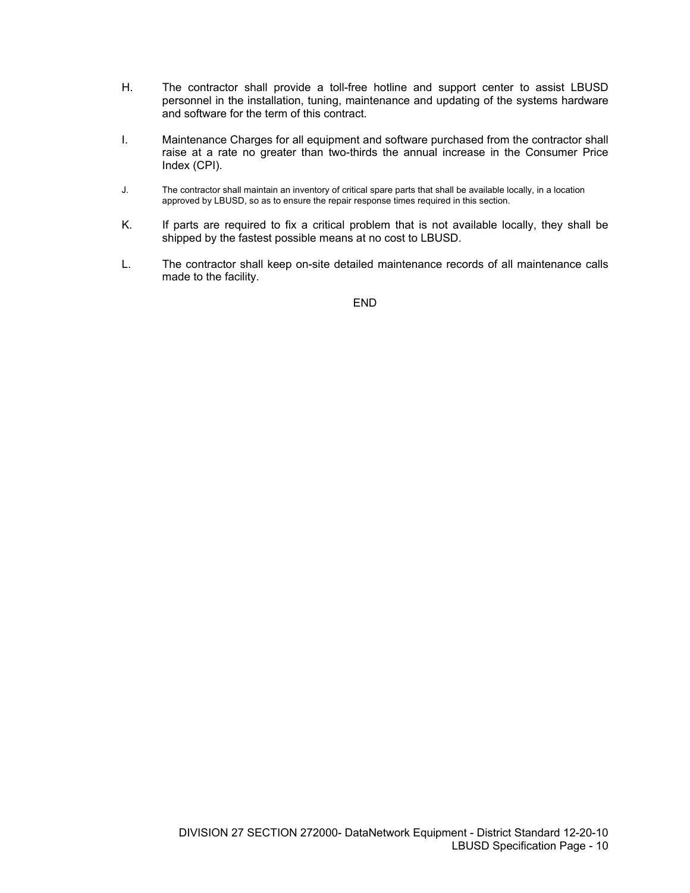H. The contractor shall provide a toll-free hotline and support center to assist LBUSD personnel in the installation, tuning, maintenance and updating of the systems hardware and software for the term of this contract.

I. Maintenance Charges for all equipment and software purchased from the contractor shall raise at a rate no greater than two-thirds the annual increase in the Consumer Price Index (CPI).

J. The contractor shall maintain an inventory of critical spare parts that shall be available locally, in a location approved by LBUSD, so as to ensure the repair response times required in this section.

K. If parts are required to fix a critical problem that is not available locally, they shall be shipped by the fastest possible means at no cost to LBUSD.

L. The contractor shall keep on-site detailed maintenance records of all maintenance calls made to the facility.

END